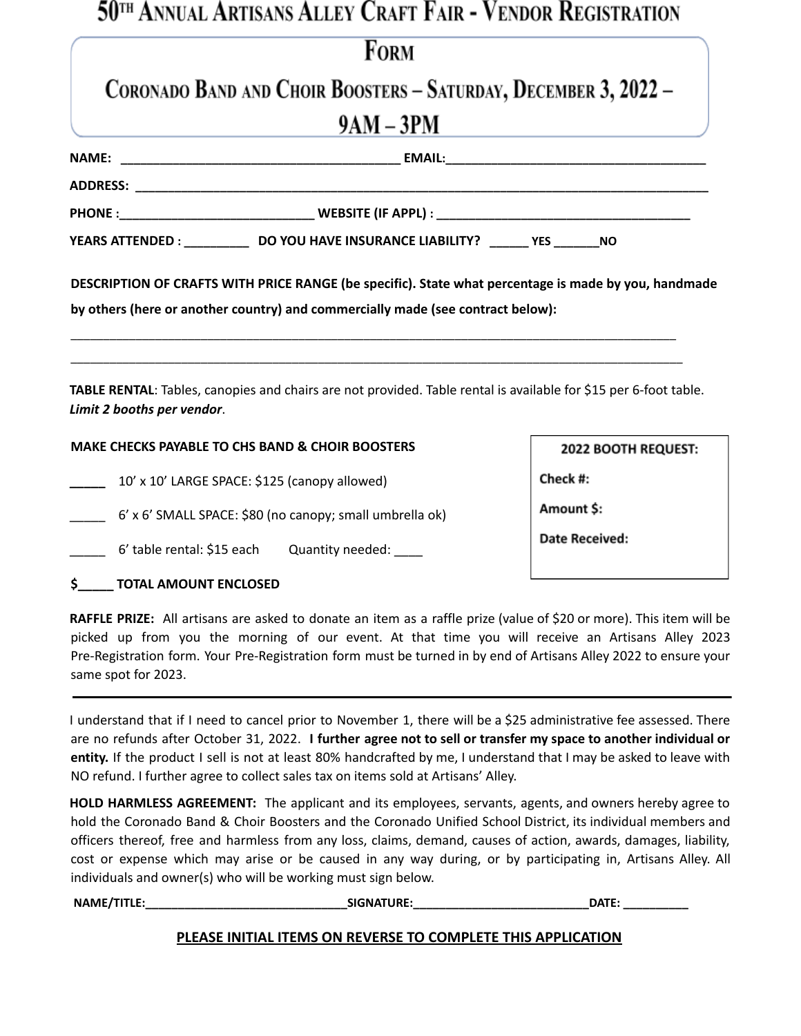# 50TH Annual Artisans Alley Craft Fair - Vendor Registration Form

## Coronado Band and Choir Boosters – Saturday, December 3, 2022 – 9AM – 3PM

**NAME:** ________________________________________ **EMAIL:**_____________________________________

**ADDRESS:** ______________________________________________________________________________________

**PHONE :**___________________________ **WEBSITE (IF APPL) :** _____________________________________

**YEARS ATTENDED :** _________ **DO YOU HAVE INSURANCE LIABILITY?** _____ **YES** ______**NO**

**DESCRIPTION OF CRAFTS WITH PRICE RANGE (be specific). State what percentage is made by you, handmade by others (here or another country) and commercially made (see contract below):**

_____________________________________________________________________________________________

_____________________________________________________________________________________________

**TABLE RENTAL**: Tables, canopies and chairs are not provided. Table rental is available for $15 per 6-foot table. ***Limit 2 booths per vendor***.

**MAKE CHECKS PAYABLE TO CHS BAND & CHOIR BOOSTERS**

_____ 10' x 10' LARGE SPACE: $125 (canopy allowed)

_____ 6' x 6' SMALL SPACE: $80 (no canopy; small umbrella ok)

_____ 6' table rental: $15 each     Quantity needed: ____

**$_____ TOTAL AMOUNT ENCLOSED**

| **2022 BOOTH REQUEST:** |
|---|
| **Check #:** |
| **Amount $:** |
| **Date Received:** |

**RAFFLE PRIZE:** All artisans are asked to donate an item as a raffle prize (value of $20 or more). This item will be picked up from you the morning of our event. At that time you will receive an Artisans Alley 2023 Pre-Registration form. Your Pre-Registration form must be turned in by end of Artisans Alley 2022 to ensure your same spot for 2023.

---

I understand that if I need to cancel prior to November 1, there will be a $25 administrative fee assessed. There are no refunds after October 31, 2022. **I further agree not to sell or transfer my space to another individual or entity.** If the product I sell is not at least 80% handcrafted by me, I understand that I may be asked to leave with NO refund. I further agree to collect sales tax on items sold at Artisans' Alley.

**HOLD HARMLESS AGREEMENT:** The applicant and its employees, servants, agents, and owners hereby agree to hold the Coronado Band & Choir Boosters and the Coronado Unified School District, its individual members and officers thereof, free and harmless from any loss, claims, demand, causes of action, awards, damages, liability, cost or expense which may arise or be caused in any way during, or by participating in, Artisans Alley. All individuals and owner(s) who will be working must sign below.

**NAME/TITLE:**_______________________________**SIGNATURE:**__________________________**DATE:** __________

**PLEASE INITIAL ITEMS ON REVERSE TO COMPLETE THIS APPLICATION**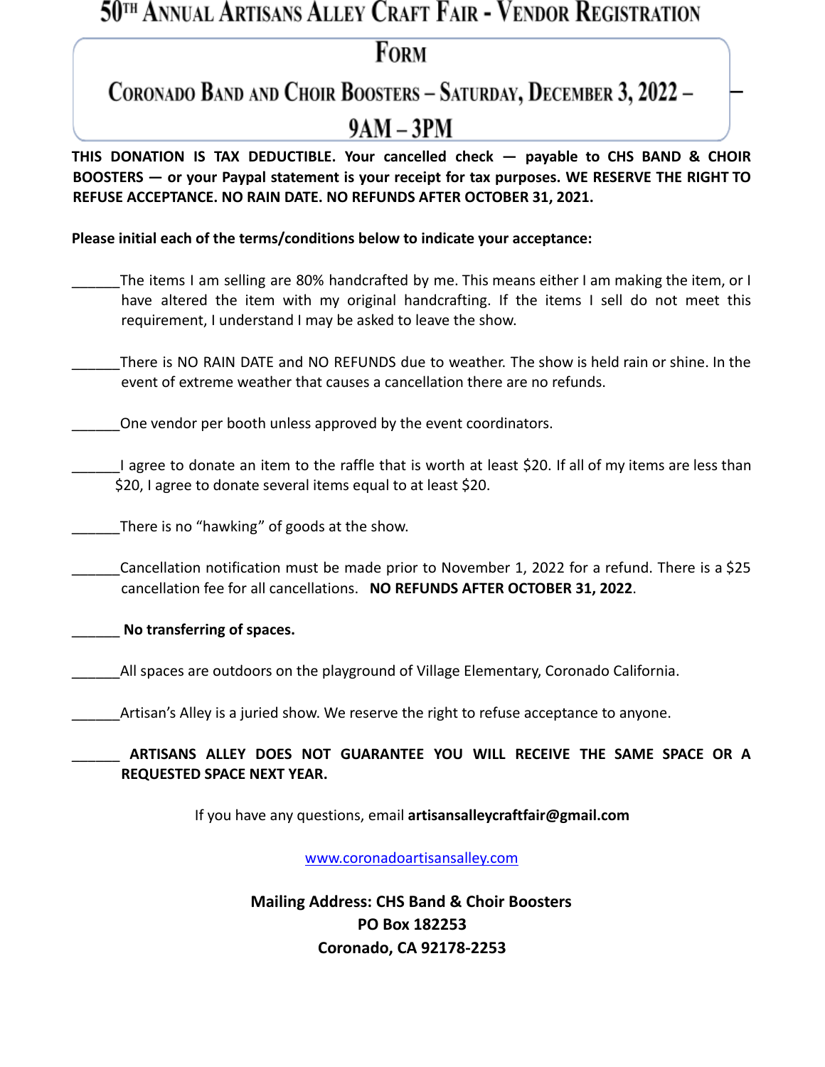# 50TH ANNUAL ARTISANS ALLEY CRAFT FAIR - VENDOR REGISTRATION FORM

## CORONADO BAND AND CHOIR BOOSTERS – SATURDAY, DECEMBER 3, 2022 – 9AM – 3PM

**THIS DONATION IS TAX DEDUCTIBLE. Your cancelled check — payable to CHS BAND & CHOIR BOOSTERS — or your Paypal statement is your receipt for tax purposes. WE RESERVE THE RIGHT TO REFUSE ACCEPTANCE. NO RAIN DATE. NO REFUNDS AFTER OCTOBER 31, 2021.**

**Please initial each of the terms/conditions below to indicate your acceptance:**

______The items I am selling are 80% handcrafted by me. This means either I am making the item, or I have altered the item with my original handcrafting. If the items I sell do not meet this requirement, I understand I may be asked to leave the show.

______There is NO RAIN DATE and NO REFUNDS due to weather. The show is held rain or shine. In the event of extreme weather that causes a cancellation there are no refunds.

______One vendor per booth unless approved by the event coordinators.

______I agree to donate an item to the raffle that is worth at least $20. If all of my items are less than $20, I agree to donate several items equal to at least $20.

______There is no "hawking" of goods at the show.

______Cancellation notification must be made prior to November 1, 2022 for a refund. There is a $25 cancellation fee for all cancellations. **NO REFUNDS AFTER OCTOBER 31, 2022**.

______ **No transferring of spaces.**

______All spaces are outdoors on the playground of Village Elementary, Coronado California.

______Artisan's Alley is a juried show. We reserve the right to refuse acceptance to anyone.

______ **ARTISANS ALLEY DOES NOT GUARANTEE YOU WILL RECEIVE THE SAME SPACE OR A REQUESTED SPACE NEXT YEAR.**

If you have any questions, email **artisansalleycraftfair@gmail.com**

www.coronadoartisansalley.com

**Mailing Address: CHS Band & Choir Boosters**
**PO Box 182253**
**Coronado, CA 92178-2253**